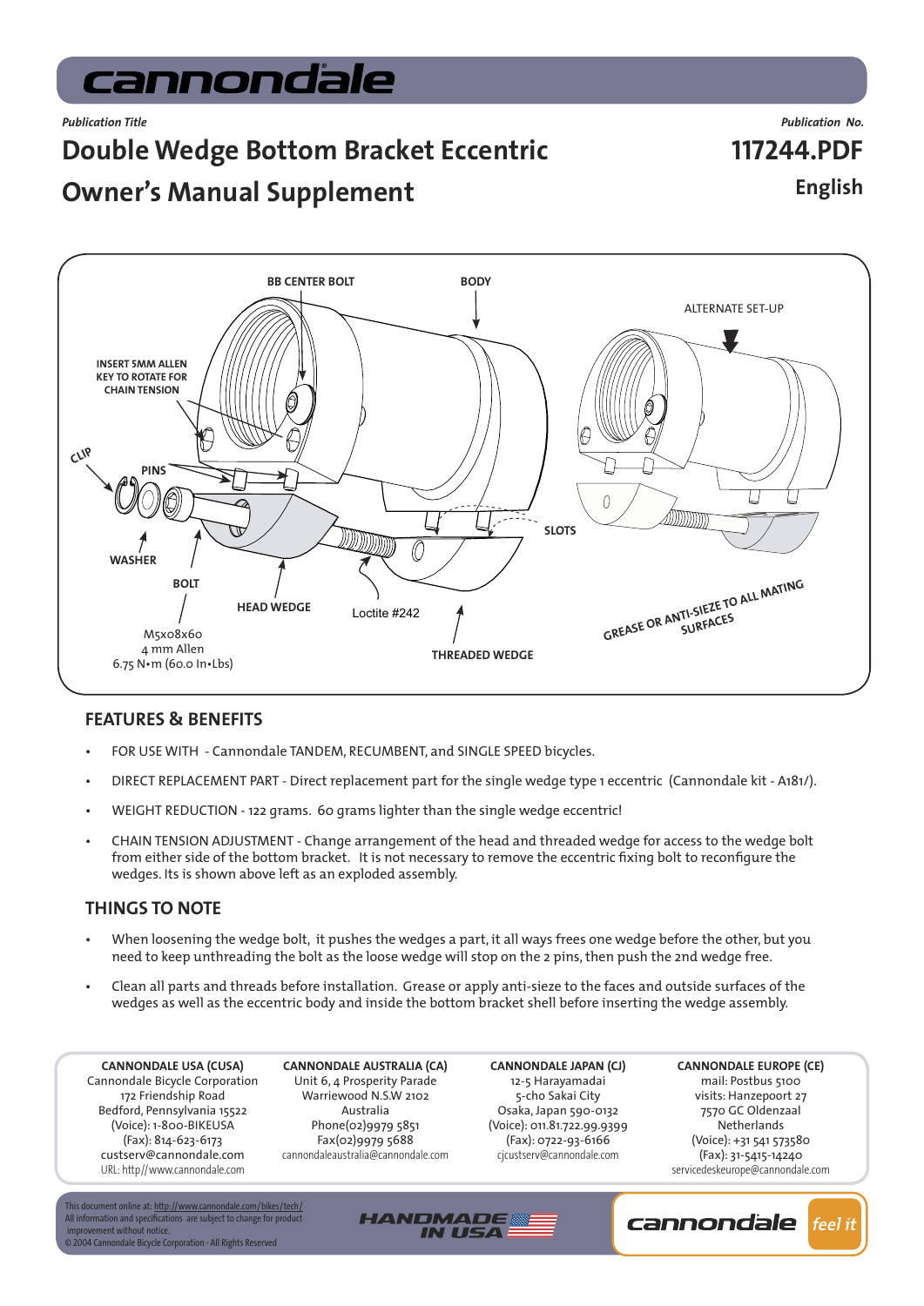*Publication Title*

# Double Wedge Bottom Bracket Eccentric Owner's Manual Supplement

*Publication No.*

**117244.PDF**

**English**

BB CENTER BOLT

BODY

ALTERNATE SET-UP

INSERT 5MM ALLEN KEY TO ROTATE FOR CHAIN TENSION

CLIP

PINS

WASHER

BOLT

M5x08x60
4 mm Allen
6.75 N•m (60.0 In•Lbs)

HEAD WEDGE

Loctite #242

THREADED WEDGE

SLOTS

GREASE OR ANTI-SIEZE TO ALL MATING SURFACES

## FEATURES & BENEFITS

- FOR USE WITH - Cannondale TANDEM, RECUMBENT, and SINGLE SPEED bicycles.
- DIRECT REPLACEMENT PART - Direct replacement part for the single wedge type 1 eccentric (Cannondale kit - A181/).
- WEIGHT REDUCTION - 122 grams. 60 grams lighter than the single wedge eccentric!
- CHAIN TENSION ADJUSTMENT - Change arrangement of the head and threaded wedge for access to the wedge bolt from either side of the bottom bracket. It is not necessary to remove the eccentric fixing bolt to reconfigure the wedges. Its is shown above left as an exploded assembly.

## THINGS TO NOTE

- When loosening the wedge bolt, it pushes the wedges a part, it all ways frees one wedge before the other, but you need to keep unthreading the bolt as the loose wedge will stop on the 2 pins, then push the 2nd wedge free.
- Clean all parts and threads before installation. Grease or apply anti-sieze to the faces and outside surfaces of the wedges as well as the eccentric body and inside the bottom bracket shell before inserting the wedge assembly.

**CANNONDALE USA (CUSA)**
Cannondale Bicycle Corporation
172 Friendship Road
Bedford, Pennsylvania 15522
(Voice): 1-800-BIKEUSA
(Fax): 814-623-6173
custserv@cannondale.com
URL: http//www.cannondale.com

**CANNONDALE AUSTRALIA (CA)**
Unit 6, 4 Prosperity Parade
Warriewood N.S.W 2102
Australia
Phone(02)9979 5851
Fax(02)9979 5688
cannondaleaustralia@cannondale.com

**CANNONDALE JAPAN (CJ)**
12-5 Harayamadai
5-cho Sakai City
Osaka, Japan 590-0132
(Voice): 011.81.722.99.9399
(Fax): 0722-93-6166
cjcustserv@cannondale.com

**CANNONDALE EUROPE (CE)**
mail: Postbus 5100
visits: Hanzepoort 27
7570 GC Oldenzaal
Netherlands
(Voice): +31 541 573580
(Fax): 31-5415-14240
servicedeskeurope@cannondale.com

This document online at: http://www.cannondale.com/bikes/tech/
All information and specifications are subject to change for product improvement without notice.
© 2004 Cannondale Bicycle Corporation - All Rights Reserved

HANDMADE IN USA

cannondale feel it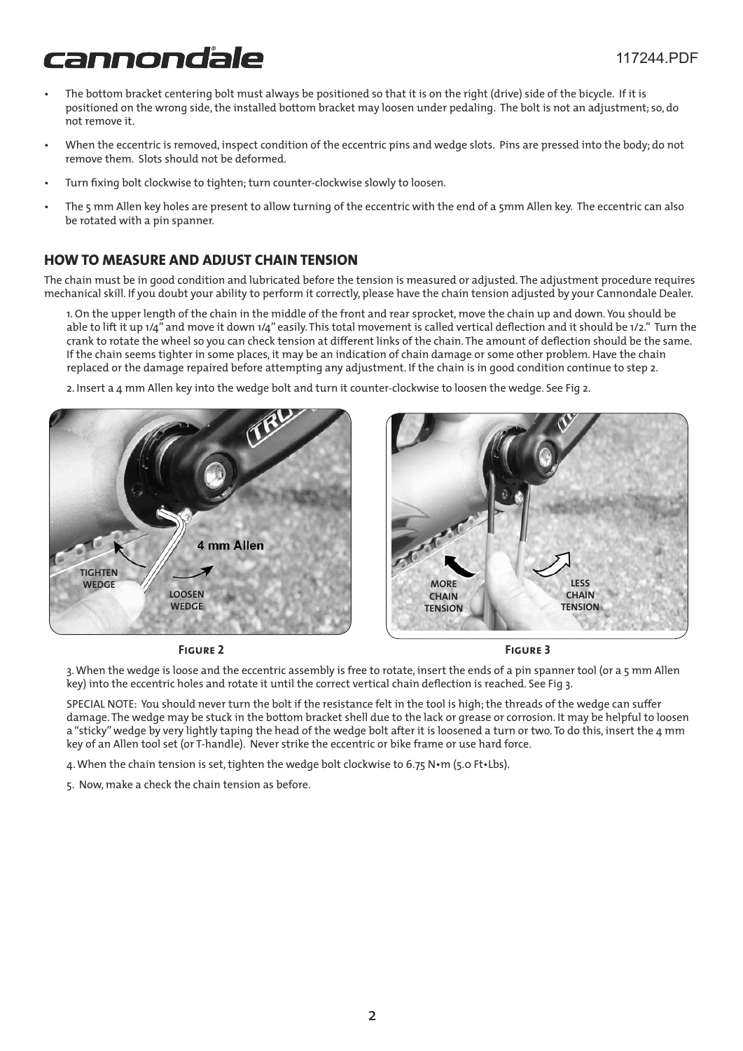- The bottom bracket centering bolt must always be positioned so that it is on the right (drive) side of the bicycle. If it is positioned on the wrong side, the installed bottom bracket may loosen under pedaling. The bolt is not an adjustment; so, do not remove it.
- When the eccentric is removed, inspect condition of the eccentric pins and wedge slots. Pins are pressed into the body; do not remove them. Slots should not be deformed.
- Turn fixing bolt clockwise to tighten; turn counter-clockwise slowly to loosen.
- The 5 mm Allen key holes are present to allow turning of the eccentric with the end of a 5mm Allen key. The eccentric can also be rotated with a pin spanner.

## HOW TO MEASURE AND ADJUST CHAIN TENSION

The chain must be in good condition and lubricated before the tension is measured or adjusted. The adjustment procedure requires mechanical skill. If you doubt your ability to perform it correctly, please have the chain tension adjusted by your Cannondale Dealer.

1. On the upper length of the chain in the middle of the front and rear sprocket, move the chain up and down. You should be able to lift it up 1/4" and move it down 1/4" easily. This total movement is called vertical deflection and it should be 1/2." Turn the crank to rotate the wheel so you can check tension at different links of the chain. The amount of deflection should be the same. If the chain seems tighter in some places, it may be an indication of chain damage or some other problem. Have the chain replaced or the damage repaired before attempting any adjustment. If the chain is in good condition continue to step 2.

2. Insert a 4 mm Allen key into the wedge bolt and turn it counter-clockwise to loosen the wedge. See Fig 2.

TIGHTEN WEDGE
4 mm Allen
LOOSEN WEDGE

**Figure 2**

MORE CHAIN TENSION
LESS CHAIN TENSION

**Figure 3**

3. When the wedge is loose and the eccentric assembly is free to rotate, insert the ends of a pin spanner tool (or a 5 mm Allen key) into the eccentric holes and rotate it until the correct vertical chain deflection is reached. See Fig 3.

SPECIAL NOTE: You should never turn the bolt if the resistance felt in the tool is high; the threads of the wedge can suffer damage. The wedge may be stuck in the bottom bracket shell due to the lack or grease or corrosion. It may be helpful to loosen a "sticky" wedge by very lightly taping the head of the wedge bolt after it is loosened a turn or two. To do this, insert the 4 mm key of an Allen tool set (or T-handle). Never strike the eccentric or bike frame or use hard force.

4. When the chain tension is set, tighten the wedge bolt clockwise to 6.75 N•m (5.0 Ft•Lbs).

5. Now, make a check the chain tension as before.